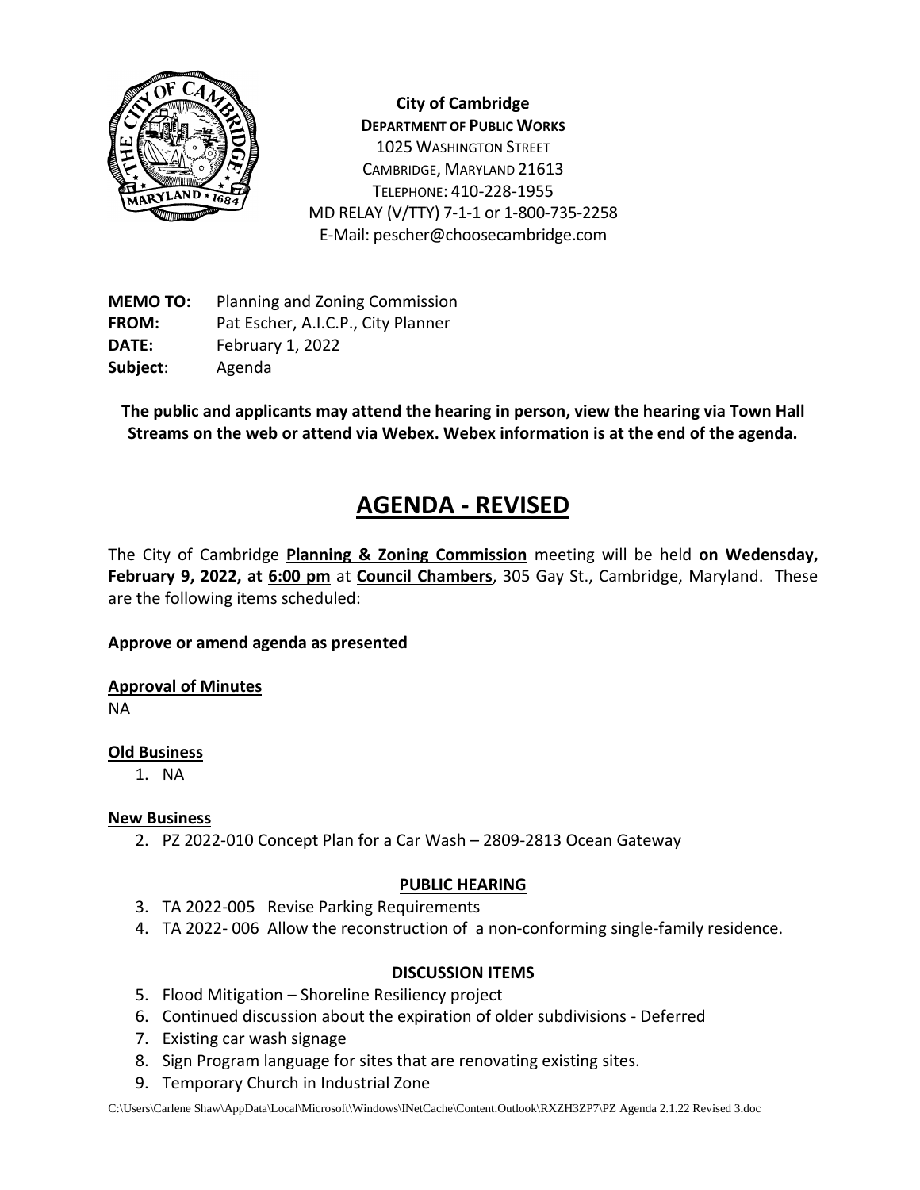**City of Cambridge**
**DEPARTMENT OF PUBLIC WORKS**
1025 WASHINGTON STREET
CAMBRIDGE, MARYLAND 21613
TELEPHONE: 410-228-1955
MD RELAY (V/TTY) 7-1-1 or 1-800-735-2258
E-Mail: pescher@choosecambridge.com

**MEMO TO:** Planning and Zoning Commission
**FROM:** Pat Escher, A.I.C.P., City Planner
**DATE:** February 1, 2022
**Subject**: Agenda

**The public and applicants may attend the hearing in person, view the hearing via Town Hall Streams on the web or attend via Webex. Webex information is at the end of the agenda.**

# AGENDA - REVISED

The City of Cambridge **Planning & Zoning Commission** meeting will be held **on Wedensday, February 9, 2022, at 6:00 pm** at **Council Chambers**, 305 Gay St., Cambridge, Maryland. These are the following items scheduled:

**Approve or amend agenda as presented**

**Approval of Minutes**
NA

**Old Business**

1. NA

**New Business**

2. PZ 2022-010 Concept Plan for a Car Wash – 2809-2813 Ocean Gateway

**PUBLIC HEARING**

3. TA 2022-005 Revise Parking Requirements
4. TA 2022- 006 Allow the reconstruction of a non-conforming single-family residence.

**DISCUSSION ITEMS**

5. Flood Mitigation – Shoreline Resiliency project
6. Continued discussion about the expiration of older subdivisions - Deferred
7. Existing car wash signage
8. Sign Program language for sites that are renovating existing sites.
9. Temporary Church in Industrial Zone

C:\Users\Carlene Shaw\AppData\Local\Microsoft\Windows\INetCache\Content.Outlook\RXZH3ZP7\PZ Agenda 2.1.22 Revised 3.doc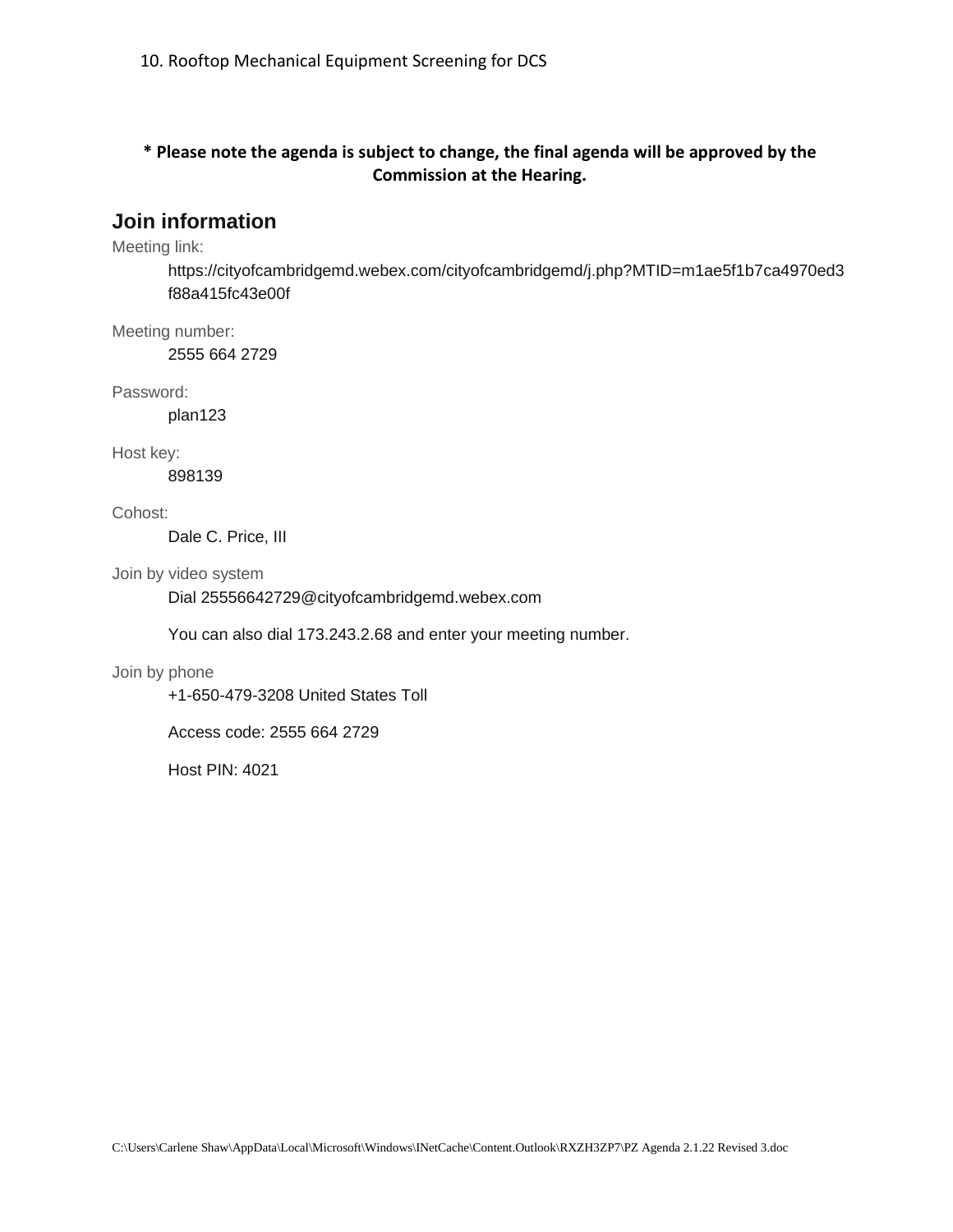10. Rooftop Mechanical Equipment Screening for DCS

**\* Please note the agenda is subject to change, the final agenda will be approved by the Commission at the Hearing.**

## Join information

Meeting link:

https://cityofcambridgemd.webex.com/cityofcambridgemd/j.php?MTID=m1ae5f1b7ca4970ed3f88a415fc43e00f

Meeting number:

2555 664 2729

Password:

plan123

Host key:

898139

Cohost:

Dale C. Price, III

Join by video system

Dial 25556642729@cityofcambridgemd.webex.com

You can also dial 173.243.2.68 and enter your meeting number.

Join by phone

+1-650-479-3208 United States Toll

Access code: 2555 664 2729

Host PIN: 4021

C:\Users\Carlene Shaw\AppData\Local\Microsoft\Windows\INetCache\Content.Outlook\RXZH3ZP7\PZ Agenda 2.1.22 Revised 3.doc